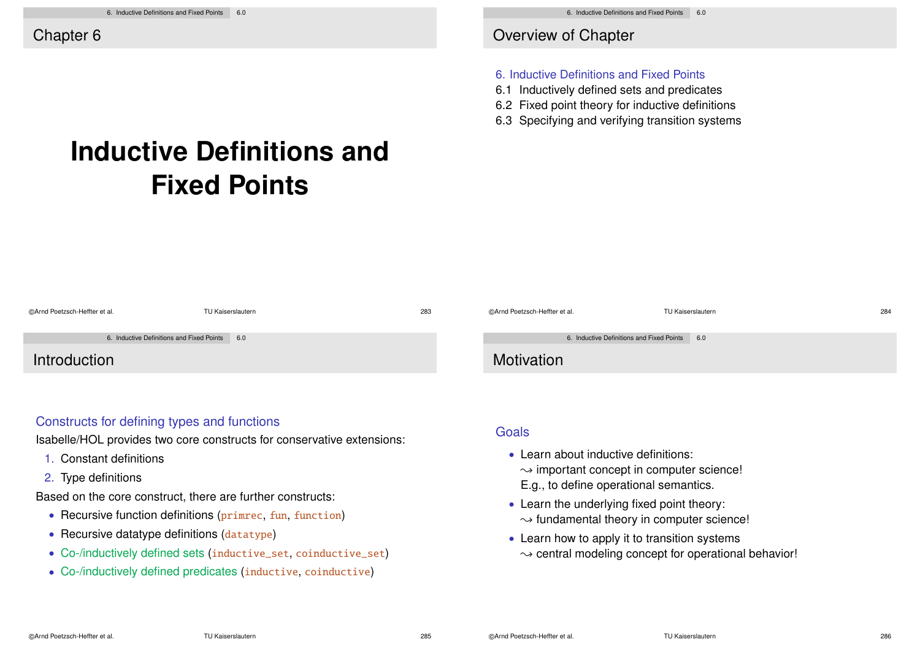## Chapter 6

# Inductive Definitions and Fixed Points

## Overview of Chapter

6. Inductive Definitions and Fixed Points
6.1 Inductively defined sets and predicates
6.2 Fixed point theory for inductive definitions
6.3 Specifying and verifying transition systems

## Introduction

### Constructs for defining types and functions

Isabelle/HOL provides two core constructs for conservative extensions:

1. Constant definitions
2. Type definitions

Based on the core construct, there are further constructs:

- Recursive function definitions (`primrec`, `fun`, `function`)
- Recursive datatype definitions (`datatype`)
- Co-/inductively defined sets (`inductive_set`, `coinductive_set`)
- Co-/inductively defined predicates (`inductive`, `coinductive`)

## Motivation

### Goals

- Learn about inductive definitions:
  $\rightsquigarrow$ important concept in computer science!
  E.g., to define operational semantics.
- Learn the underlying fixed point theory:
  $\rightsquigarrow$ fundamental theory in computer science!
- Learn how to apply it to transition systems
  $\rightsquigarrow$ central modeling concept for operational behavior!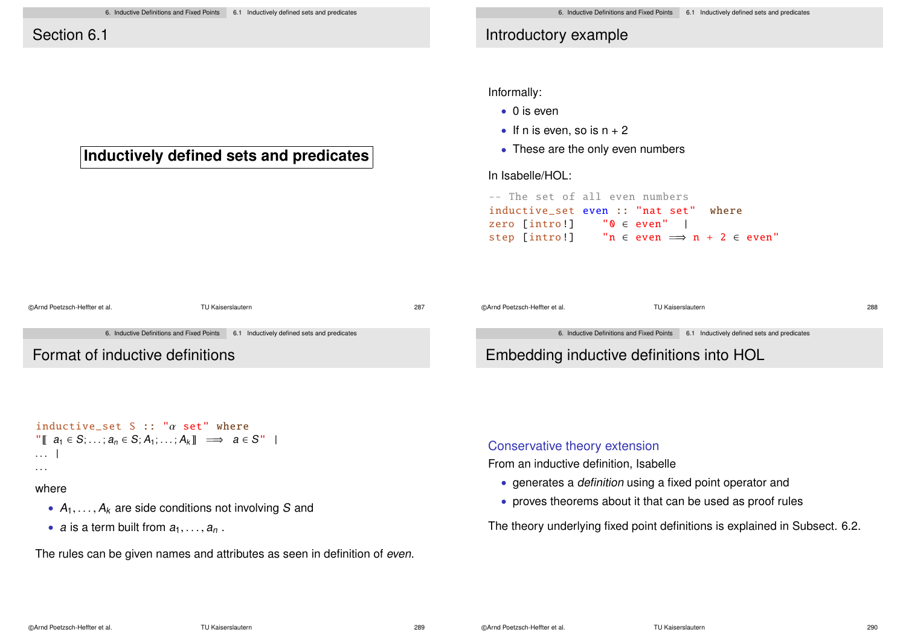## Section 6.1

**Inductively defined sets and predicates**

## Introductory example

Informally:

- 0 is even
- If n is even, so is n + 2
- These are the only even numbers

In Isabelle/HOL:

```
-- The set of all even numbers
inductive_set even :: "nat set"  where
zero [intro!]    "0 ∈ even"  |
step [intro!]    "n ∈ even ⟹ n + 2 ∈ even"
```

## Format of inductive definitions

```
inductive_set S :: "α set" where
"⟦ a1 ∈ S;...;an ∈ S;A1;...;Ak⟧ ⟹ a ∈ S"  |
... |
...
```

where

- $A_1, \ldots, A_k$ are side conditions not involving $S$ and
- $a$ is a term built from $a_1, \ldots, a_n$ .

The rules can be given names and attributes as seen in definition of *even*.

## Embedding inductive definitions into HOL

### Conservative theory extension

From an inductive definition, Isabelle

- generates a *definition* using a fixed point operator and
- proves theorems about it that can be used as proof rules

The theory underlying fixed point definitions is explained in Subsect. 6.2.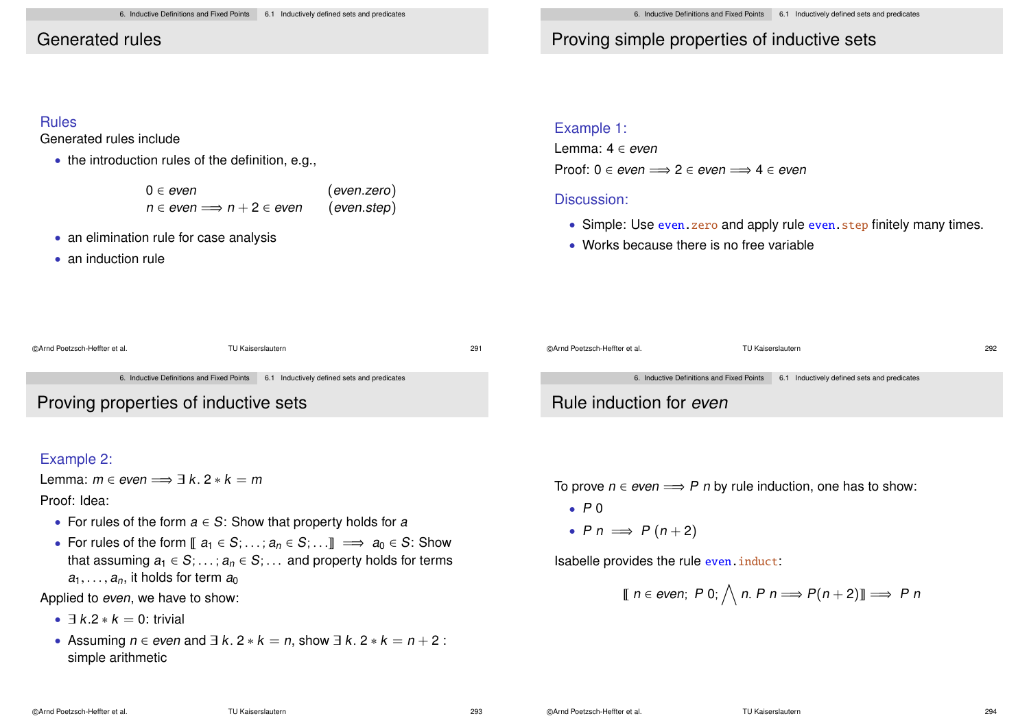## Generated rules

### Rules

Generated rules include

- the introduction rules of the definition, e.g.,

$$
\begin{array}{ll}
0 \in even & (even.zero) \\
n \in even \Longrightarrow n+2 \in even & (even.step)
\end{array}
$$

- an elimination rule for case analysis
- an induction rule

## Proving simple properties of inductive sets

### Example 1:

Lemma: $4 \in even$

Proof: $0 \in even \Longrightarrow 2 \in even \Longrightarrow 4 \in even$

### Discussion:

- Simple: Use `even.zero` and apply rule `even.step` finitely many times.
- Works because there is no free variable

## Proving properties of inductive sets

### Example 2:

Lemma: $m \in even \Longrightarrow \exists\, k.\, 2 * k = m$

Proof: Idea:

- For rules of the form $a \in S$: Show that property holds for $a$
- For rules of the form $[\![\, a_1 \in S; \ldots; a_n \in S; \ldots ]\!] \Longrightarrow a_0 \in S$: Show that assuming $a_1 \in S; \ldots; a_n \in S; \ldots$ and property holds for terms $a_1, \ldots, a_n$, it holds for term $a_0$

Applied to *even*, we have to show:

- $\exists\, k.2 * k = 0$: trivial
- Assuming $n \in even$ and $\exists\, k.\, 2 * k = n$, show $\exists\, k.\, 2 * k = n + 2$ : simple arithmetic

## Rule induction for *even*

To prove $n \in even \Longrightarrow P\ n$ by rule induction, one has to show:

- $P\ 0$
- $P\ n \Longrightarrow P\ (n+2)$

Isabelle provides the rule `even.induct`:

$$
[\![\, n \in even;\ P\ 0;\ \bigwedge n.\ P\ n \Longrightarrow P(n+2) ]\!] \Longrightarrow P\ n
$$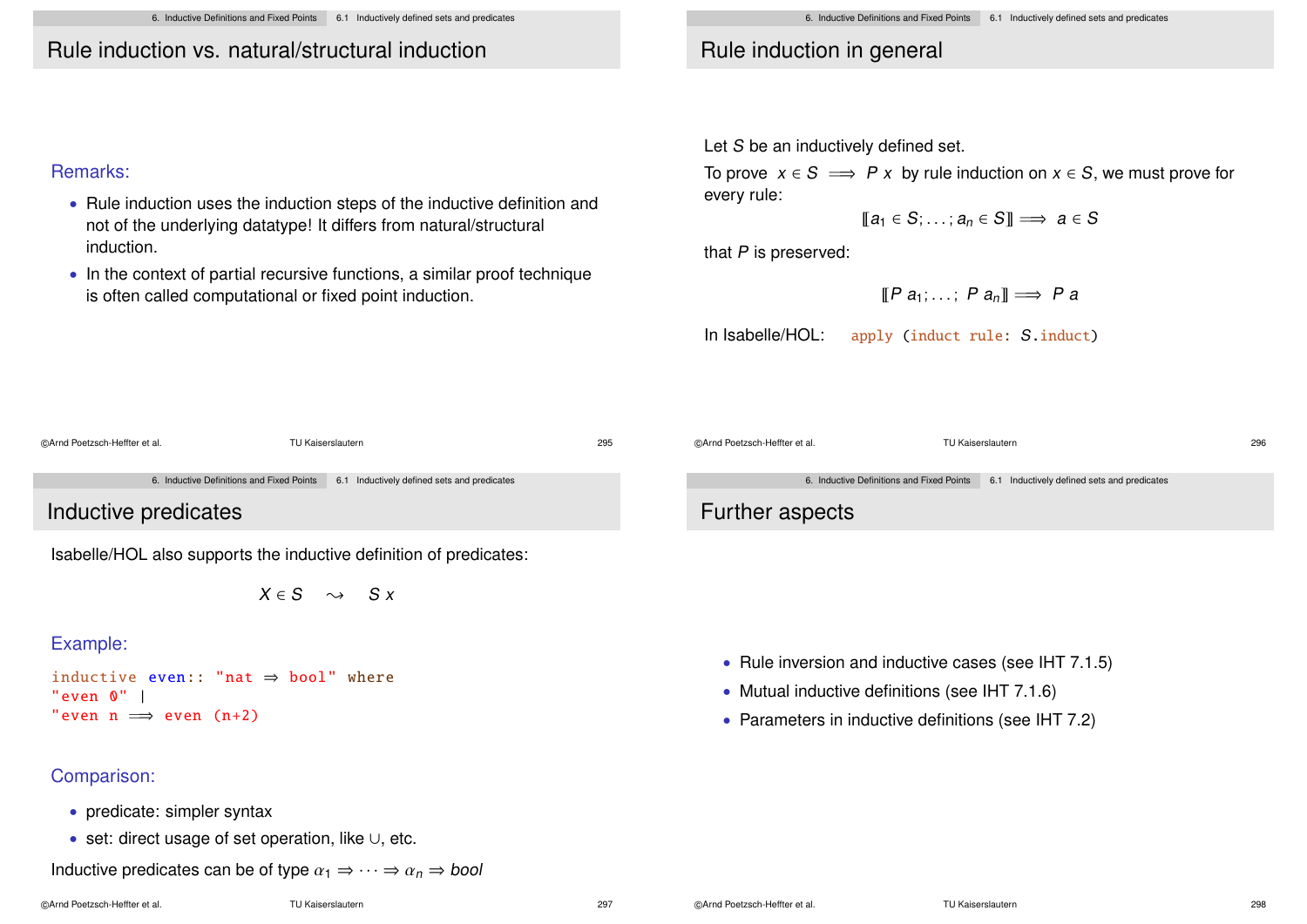## Rule induction vs. natural/structural induction

Remarks:

- Rule induction uses the induction steps of the inductive definition and not of the underlying datatype! It differs from natural/structural induction.
- In the context of partial recursive functions, a similar proof technique is often called computational or fixed point induction.

## Rule induction in general

Let $S$ be an inductively defined set.

To prove $x \in S \implies P\ x$ by rule induction on $x \in S$, we must prove for every rule:

$$[\![ a_1 \in S; \ldots; a_n \in S ]\!] \implies a \in S$$

that $P$ is preserved:

$$[\![ P\ a_1; \ldots;\ P\ a_n ]\!] \implies P\ a$$

In Isabelle/HOL: `apply (induct rule: S.induct)`

## Inductive predicates

Isabelle/HOL also supports the inductive definition of predicates:

$$X \in S \quad \rightsquigarrow \quad S\ x$$

Example:

```
inductive even:: "nat ⇒ bool" where
"even 0" |
"even n ⟹ even (n+2)
```

Comparison:

- predicate: simpler syntax
- set: direct usage of set operation, like $\cup$, etc.

Inductive predicates can be of type $\alpha_1 \Rightarrow \cdots \Rightarrow \alpha_n \Rightarrow bool$

## Further aspects

- Rule inversion and inductive cases (see IHT 7.1.5)
- Mutual inductive definitions (see IHT 7.1.6)
- Parameters in inductive definitions (see IHT 7.2)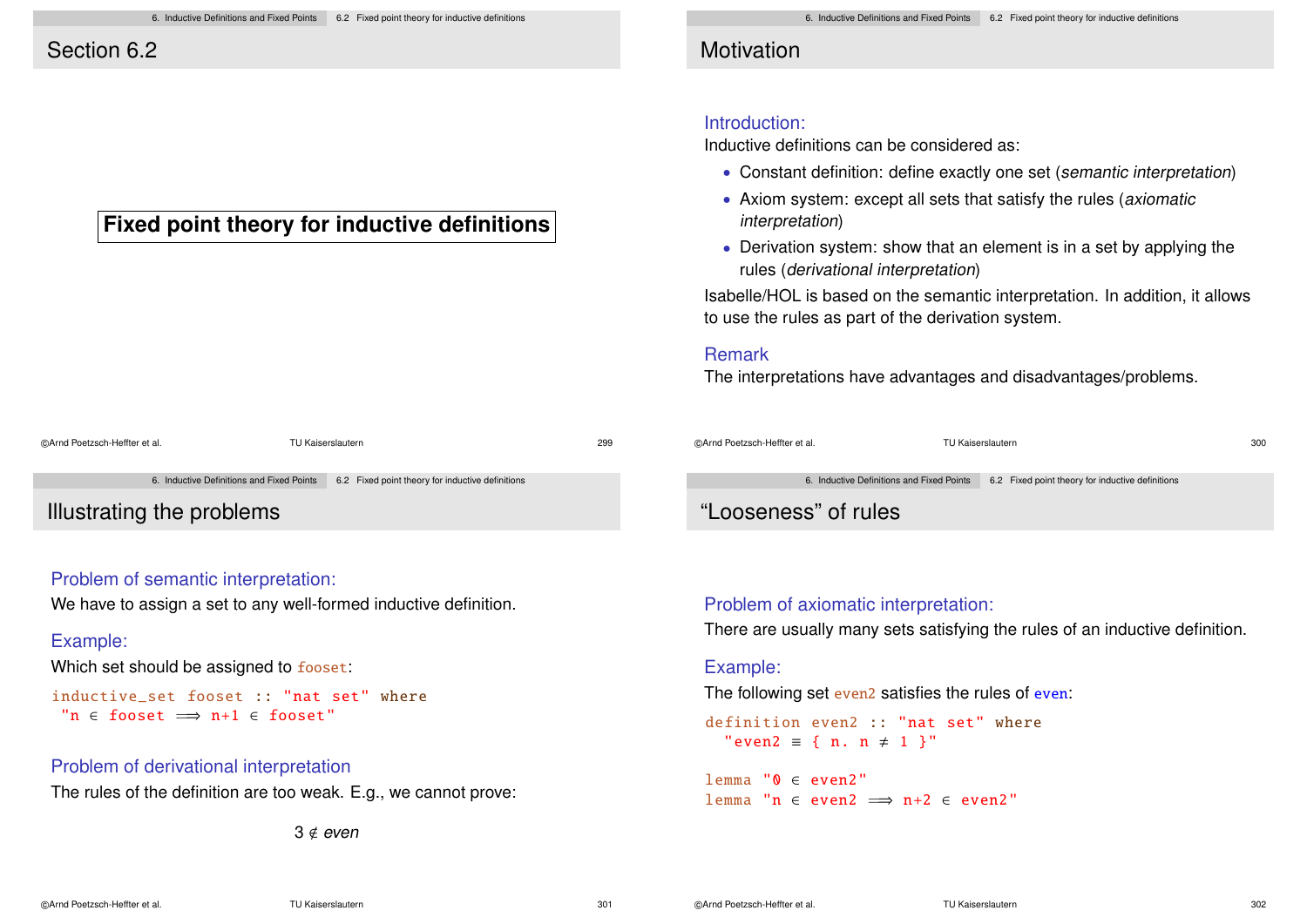## Section 6.2

**Fixed point theory for inductive definitions**

## Motivation

**Introduction:**

Inductive definitions can be considered as:

- Constant definition: define exactly one set (*semantic interpretation*)
- Axiom system: except all sets that satisfy the rules (*axiomatic interpretation*)
- Derivation system: show that an element is in a set by applying the rules (*derivational interpretation*)

Isabelle/HOL is based on the semantic interpretation. In addition, it allows to use the rules as part of the derivation system.

**Remark**

The interpretations have advantages and disadvantages/problems.

## Illustrating the problems

**Problem of semantic interpretation:**

We have to assign a set to any well-formed inductive definition.

**Example:**

Which set should be assigned to `fooset`:

```
inductive_set fooset :: "nat set" where
 "n ∈ fooset ⟹ n+1 ∈ fooset"
```

**Problem of derivational interpretation**

The rules of the definition are too weak. E.g., we cannot prove:

$$3 \notin even$$

## "Looseness" of rules

**Problem of axiomatic interpretation:**

There are usually many sets satisfying the rules of an inductive definition.

**Example:**

The following set `even2` satisfies the rules of `even`:

```
definition even2 :: "nat set" where
  "even2 ≡ { n. n ≠ 1 }"

lemma "0 ∈ even2"
lemma "n ∈ even2 ⟹ n+2 ∈ even2"
```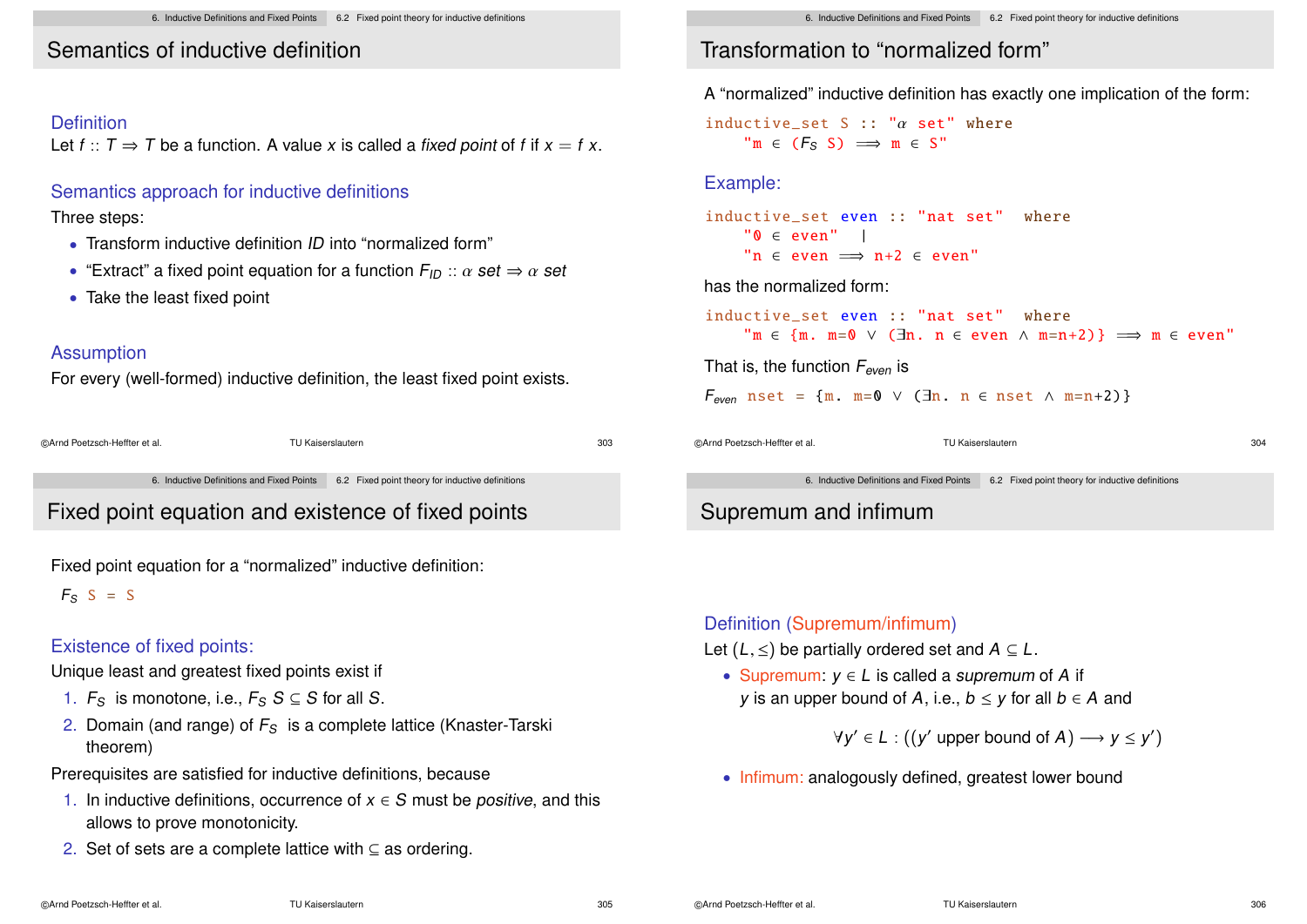## Semantics of inductive definition

### Definition

Let $f :: T \Rightarrow T$ be a function. A value $x$ is called a *fixed point* of $f$ if $x = f\ x$.

### Semantics approach for inductive definitions

Three steps:

- Transform inductive definition *ID* into "normalized form"
- "Extract" a fixed point equation for a function $F_{ID} :: \alpha\ set \Rightarrow \alpha\ set$
- Take the least fixed point

### Assumption

For every (well-formed) inductive definition, the least fixed point exists.

## Transformation to "normalized form"

A "normalized" inductive definition has exactly one implication of the form:

```
inductive_set S :: "α set" where
    "m ∈ (F_S S) ⟹ m ∈ S"
```

### Example:

```
inductive_set even :: "nat set"  where
    "0 ∈ even"  |
    "n ∈ even ⟹ n+2 ∈ even"
```

has the normalized form:

```
inductive_set even :: "nat set"  where
    "m ∈ {m. m=0 ∨ (∃n. n ∈ even ∧ m=n+2)} ⟹ m ∈ even"
```

That is, the function $F_{even}$ is

$F_{even}$ `nset = {m. m=0 ∨ (∃n. n ∈ nset ∧ m=n+2)}`

## Fixed point equation and existence of fixed points

Fixed point equation for a "normalized" inductive definition:

$F_S$ `S = S`

### Existence of fixed points:

Unique least and greatest fixed points exist if

1. $F_S$ is monotone, i.e., $F_S\ S \subseteq S$ for all $S$.
2. Domain (and range) of $F_S$ is a complete lattice (Knaster-Tarski theorem)

Prerequisites are satisfied for inductive definitions, because

1. In inductive definitions, occurrence of $x \in S$ must be *positive*, and this allows to prove monotonicity.
2. Set of sets are a complete lattice with $\subseteq$ as ordering.

## Supremum and infimum

### Definition (Supremum/infimum)

Let $(L, \leq)$ be partially ordered set and $A \subseteq L$.

- Supremum: $y \in L$ is called a *supremum* of $A$ if $y$ is an upper bound of $A$, i.e., $b \leq y$ for all $b \in A$ and

$$\forall y' \in L : ((y' \text{ upper bound of } A) \longrightarrow y \leq y')$$

- Infimum: analogously defined, greatest lower bound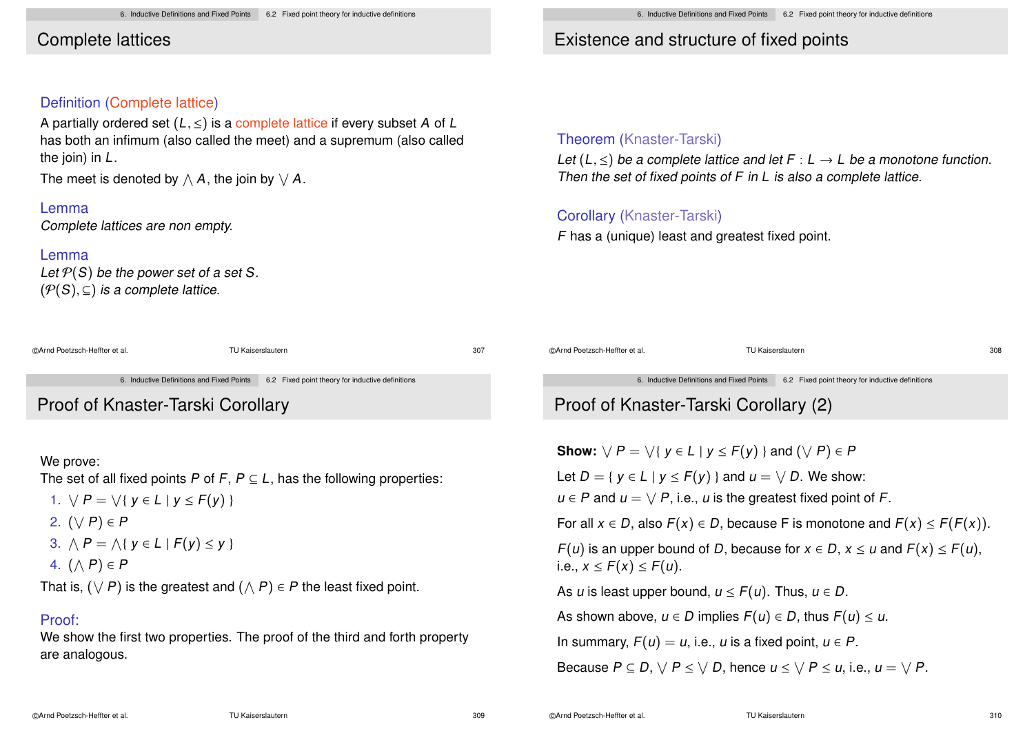## Complete lattices

**Definition (Complete lattice)**

A partially ordered set $(L, \leq)$ is a complete lattice if every subset $A$ of $L$ has both an infimum (also called the meet) and a supremum (also called the join) in $L$.

The meet is denoted by $\bigwedge A$, the join by $\bigvee A$.

**Lemma**

*Complete lattices are non empty.*

**Lemma**

*Let $\mathcal{P}(S)$ be the power set of a set $S$.*
*$(\mathcal{P}(S), \subseteq)$ is a complete lattice.*

## Existence and structure of fixed points

**Theorem (Knaster-Tarski)**

*Let $(L, \leq)$ be a complete lattice and let $F : L \to L$ be a monotone function. Then the set of fixed points of $F$ in $L$ is also a complete lattice.*

**Corollary (Knaster-Tarski)**

$F$ has a (unique) least and greatest fixed point.

## Proof of Knaster-Tarski Corollary

We prove:
The set of all fixed points $P$ of $F$, $P \subseteq L$, has the following properties:

1. $\bigvee P = \bigvee \{ y \in L \mid y \leq F(y) \}$
2. $(\bigvee P) \in P$
3. $\bigwedge P = \bigwedge \{ y \in L \mid F(y) \leq y \}$
4. $(\bigwedge P) \in P$

That is, $(\bigvee P)$ is the greatest and $(\bigwedge P) \in P$ the least fixed point.

**Proof:**
We show the first two properties. The proof of the third and forth property are analogous.

## Proof of Knaster-Tarski Corollary (2)

**Show:** $\bigvee P = \bigvee \{ y \in L \mid y \leq F(y) \}$ and $(\bigvee P) \in P$

Let $D = \{ y \in L \mid y \leq F(y) \}$ and $u = \bigvee D$. We show:
$u \in P$ and $u = \bigvee P$, i.e., $u$ is the greatest fixed point of $F$.

For all $x \in D$, also $F(x) \in D$, because F is monotone and $F(x) \leq F(F(x))$.

$F(u)$ is an upper bound of $D$, because for $x \in D$, $x \leq u$ and $F(x) \leq F(u)$, i.e., $x \leq F(x) \leq F(u)$.

As $u$ is least upper bound, $u \leq F(u)$. Thus, $u \in D$.

As shown above, $u \in D$ implies $F(u) \in D$, thus $F(u) \leq u$.

In summary, $F(u) = u$, i.e., $u$ is a fixed point, $u \in P$.

Because $P \subseteq D$, $\bigvee P \leq \bigvee D$, hence $u \leq \bigvee P \leq u$, i.e., $u = \bigvee P$.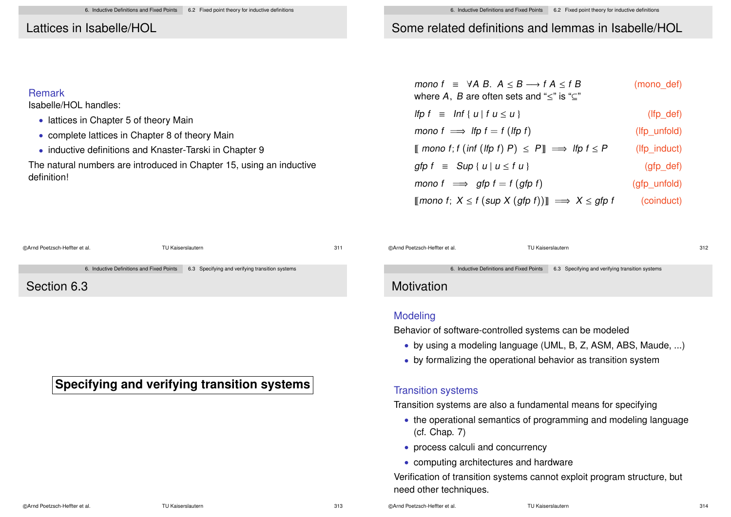## Lattices in Isabelle/HOL

### Remark

Isabelle/HOL handles:

- lattices in Chapter 5 of theory Main
- complete lattices in Chapter 8 of theory Main
- inductive definitions and Knaster-Tarski in Chapter 9

The natural numbers are introduced in Chapter 15, using an inductive definition!

## Some related definitions and lemmas in Isabelle/HOL

$mono\ f \ \equiv\ \forall A\ B.\ A \leq B \longrightarrow f\ A \leq f\ B$ (mono_def)
where $A$, $B$ are often sets and "$\leq$" is "$\subseteq$"

$lfp\ f \ \equiv\ Inf\ \{\ u \mid f\ u \leq u\ \}$ (lfp_def)

$mono\ f \ \Longrightarrow\ lfp\ f = f\ (lfp\ f)$ (lfp_unfold)

$[\![\ mono\ f; f\ (inf\ (lfp\ f)\ P)\ \leq\ P ]\!] \ \Longrightarrow\ lfp\ f \leq P$ (lfp_induct)

$gfp\ f \ \equiv\ Sup\ \{\ u \mid u \leq f\ u\ \}$ (gfp_def)

$mono\ f \ \Longrightarrow\ gfp\ f = f\ (gfp\ f)$ (gfp_unfold)

$[\![ mono\ f;\ X \leq f\ (sup\ X\ (gfp\ f)) ]\!] \ \Longrightarrow\ X \leq gfp\ f$ (coinduct)

## Section 6.3

**Specifying and verifying transition systems**

## Motivation

### Modeling

Behavior of software-controlled systems can be modeled

- by using a modeling language (UML, B, Z, ASM, ABS, Maude, ...)
- by formalizing the operational behavior as transition system

### Transition systems

Transition systems are also a fundamental means for specifying

- the operational semantics of programming and modeling language (cf. Chap. 7)
- process calculi and concurrency
- computing architectures and hardware

Verification of transition systems cannot exploit program structure, but need other techniques.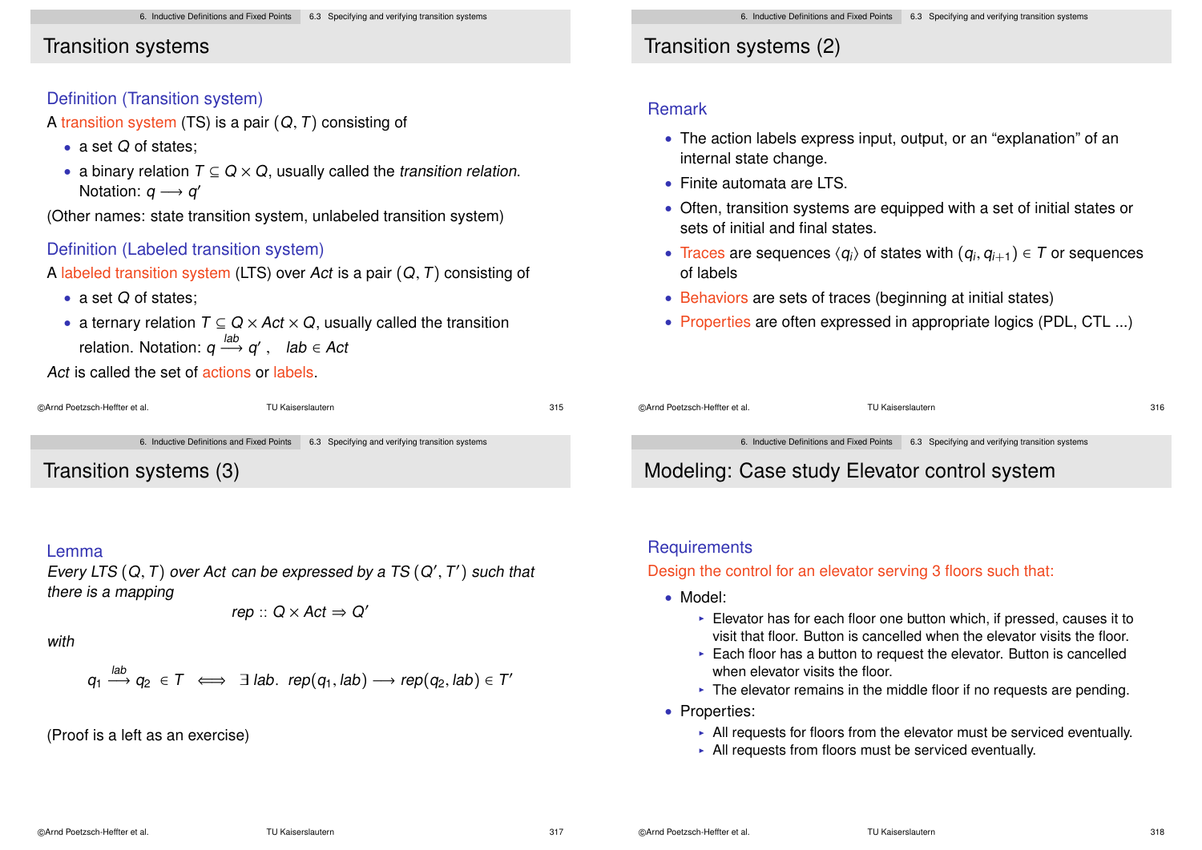## Transition systems

### Definition (Transition system)

A transition system (TS) is a pair $(Q, T)$ consisting of

- a set $Q$ of states;
- a binary relation $T \subseteq Q \times Q$, usually called the *transition relation*. Notation: $q \longrightarrow q'$

(Other names: state transition system, unlabeled transition system)

### Definition (Labeled transition system)

A labeled transition system (LTS) over *Act* is a pair $(Q, T)$ consisting of

- a set $Q$ of states;
- a ternary relation $T \subseteq Q \times Act \times Q$, usually called the transition relation. Notation: $q \stackrel{lab}{\longrightarrow} q'$, $\quad lab \in Act$

*Act* is called the set of actions or labels.

## Transition systems (2)

### Remark

- The action labels express input, output, or an "explanation" of an internal state change.
- Finite automata are LTS.
- Often, transition systems are equipped with a set of initial states or sets of initial and final states.
- Traces are sequences $\langle q_i \rangle$ of states with $(q_i, q_{i+1}) \in T$ or sequences of labels
- Behaviors are sets of traces (beginning at initial states)
- Properties are often expressed in appropriate logics (PDL, CTL ...)

## Transition systems (3)

### Lemma

*Every LTS $(Q, T)$ over Act can be expressed by a TS $(Q', T')$ such that there is a mapping*

$$rep :: Q \times Act \Rightarrow Q'$$

*with*

$$q_1 \stackrel{lab}{\longrightarrow} q_2 \in T \iff \exists\, lab.\; rep(q_1, lab) \longrightarrow rep(q_2, lab) \in T'$$

(Proof is a left as an exercise)

## Modeling: Case study Elevator control system

### Requirements

Design the control for an elevator serving 3 floors such that:

- Model:
  - Elevator has for each floor one button which, if pressed, causes it to visit that floor. Button is cancelled when the elevator visits the floor.
  - Each floor has a button to request the elevator. Button is cancelled when elevator visits the floor.
  - The elevator remains in the middle floor if no requests are pending.
- Properties:
  - All requests for floors from the elevator must be serviced eventually.
  - All requests from floors must be serviced eventually.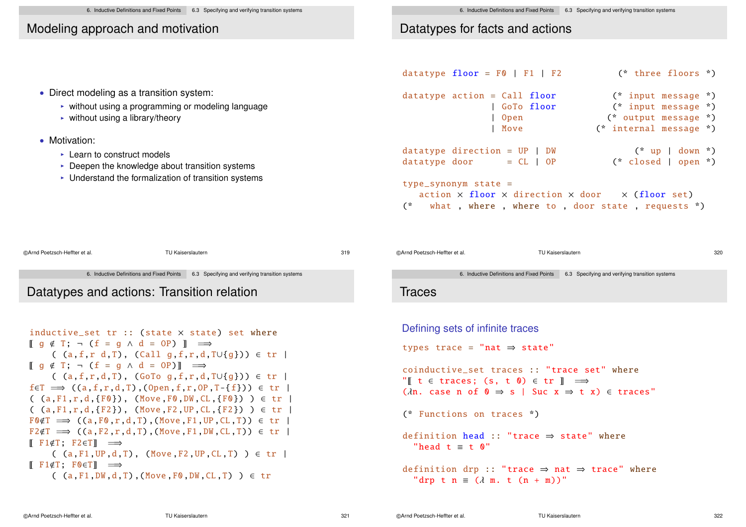## Modeling approach and motivation

- Direct modeling as a transition system:
  - without using a programming or modeling language
  - without using a library/theory
- Motivation:
  - Learn to construct models
  - Deepen the knowledge about transition systems
  - Understand the formalization of transition systems

## Datatypes for facts and actions

```
datatype floor = F0 | F1 | F2           (* three floors *)

datatype action = Call floor            (* input message *)
                | GoTo floor            (* input message *)
                | Open                 (* output message *)
                | Move               (* internal message *)

datatype direction = UP | DW               (* up | down *)
datatype door      = CL | OP            (* closed | open *)

type_synonym state =
    action × floor × direction × door    × (floor set)
(*   what , where , where to , door state , requests *)
```

## Datatypes and actions: Transition relation

```
inductive_set tr :: (state × state) set where
⟦ g ∉ T; ¬ (f = g ∧ d = OP) ⟧  ⟹
    ( (a,f,r d,T), (Call g,f,r,d,T∪{g})) ∈ tr |
⟦ g ∉ T; ¬ (f = g ∧ d = OP)⟧  ⟹
    ( (a,f,r,d,T), (GoTo g,f,r,d,T∪{g})) ∈ tr |
f∈T ⟹ ((a,f,r,d,T),(Open,f,r,OP,T-{f})) ∈ tr |
( (a,F1,r,d,{F0}), (Move,F0,DW,CL,{F0}) ) ∈ tr |
( (a,F1,r,d,{F2}), (Move,F2,UP,CL,{F2}) ) ∈ tr |
F0∉T ⟹ ((a,F0,r,d,T),(Move,F1,UP,CL,T)) ∈ tr |
F2∉T ⟹ ((a,F2,r,d,T),(Move,F1,DW,CL,T)) ∈ tr |
⟦ F1∉T; F2∈T⟧  ⟹
    ( (a,F1,UP,d,T), (Move,F2,UP,CL,T) ) ∈ tr |
⟦ F1∉T; F0∈T⟧  ⟹
    ( (a,F1,DW,d,T),(Move,F0,DW,CL,T) ) ∈ tr
```

## Traces

### Defining sets of infinite traces

```
types trace = "nat ⇒ state"

coinductive_set traces :: "trace set" where
"⟦ t ∈ traces; (s, t 0) ∈ tr ⟧  ⟹
(λn. case n of 0 ⇒ s | Suc x ⇒ t x) ∈ traces"

(* Functions on traces *)

definition head :: "trace ⇒ state" where
  "head t ≡ t 0"

definition drp :: "trace ⇒ nat ⇒ trace" where
  "drp t n ≡ (λ m. t (n + m))"
```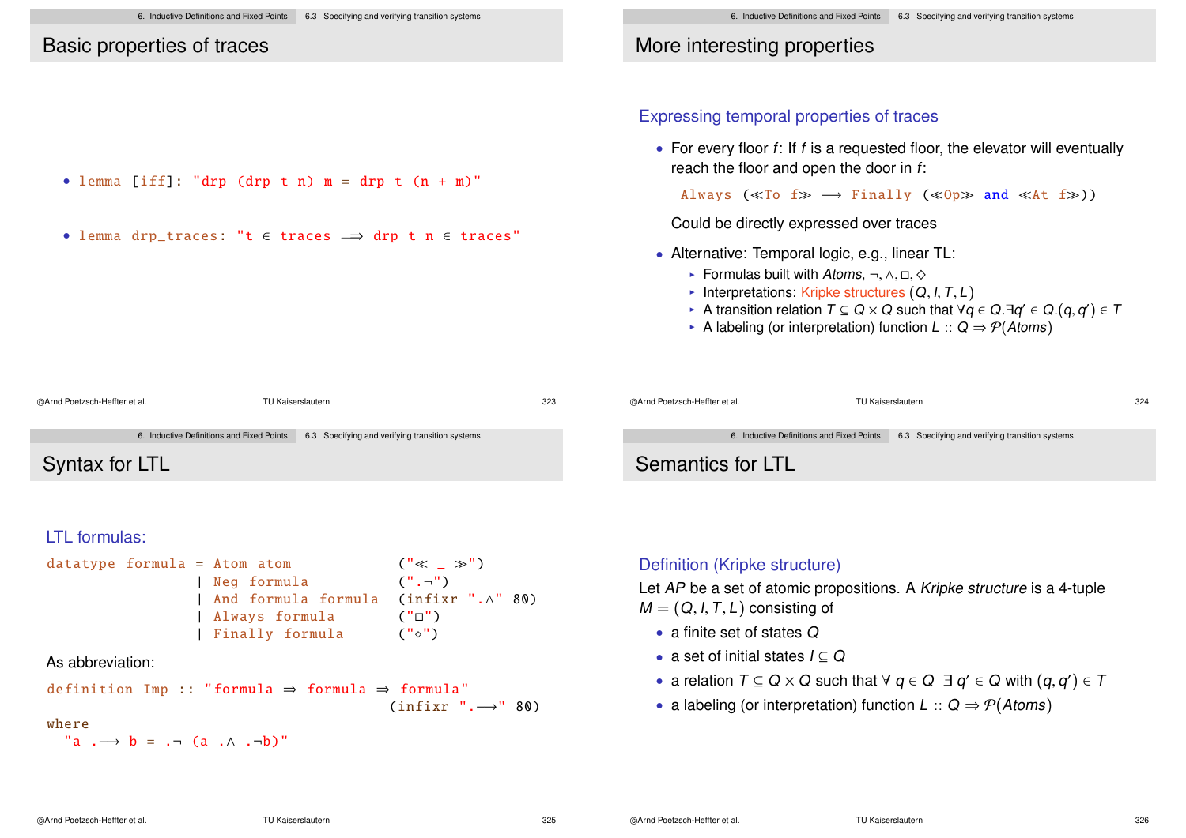## Basic properties of traces

- `lemma [iff]: "drp (drp t n) m = drp t (n + m)"`
- `lemma drp_traces: "t ∈ traces ⟹ drp t n ∈ traces"`

## More interesting properties

### Expressing temporal properties of traces

- For every floor $f$: If $f$ is a requested floor, the elevator will eventually reach the floor and open the door in $f$:

  ```
  Always (≪To f≫ ⟶ Finally (≪Op≫ and ≪At f≫))
  ```

  Could be directly expressed over traces

- Alternative: Temporal logic, e.g., linear TL:
  - Formulas built with *Atoms*, $\neg, \wedge, \Box, \Diamond$
  - Interpretations: Kripke structures $(Q, I, T, L)$
  - A transition relation $T \subseteq Q \times Q$ such that $\forall q \in Q. \exists q' \in Q. (q, q') \in T$
  - A labeling (or interpretation) function $L :: Q \Rightarrow \mathcal{P}(Atoms)$

## Syntax for LTL

### LTL formulas:

```
datatype formula = Atom atom              ("≪ _ ≫")
                 | Neg formula            (".¬")
                 | And formula formula    (infixr ".∧" 80)
                 | Always formula         ("□")
                 | Finally formula        ("◇")
```

As abbreviation:

```
definition Imp :: "formula ⇒ formula ⇒ formula"
                                          (infixr ".⟶" 80)
where
  "a .⟶ b = .¬ (a .∧ .¬b)"
```

## Semantics for LTL

### Definition (Kripke structure)

Let $AP$ be a set of atomic propositions. A *Kripke structure* is a 4-tuple $M = (Q, I, T, L)$ consisting of

- a finite set of states $Q$
- a set of initial states $I \subseteq Q$
- a relation $T \subseteq Q \times Q$ such that $\forall\, q \in Q \;\; \exists\, q' \in Q$ with $(q, q') \in T$
- a labeling (or interpretation) function $L :: Q \Rightarrow \mathcal{P}(Atoms)$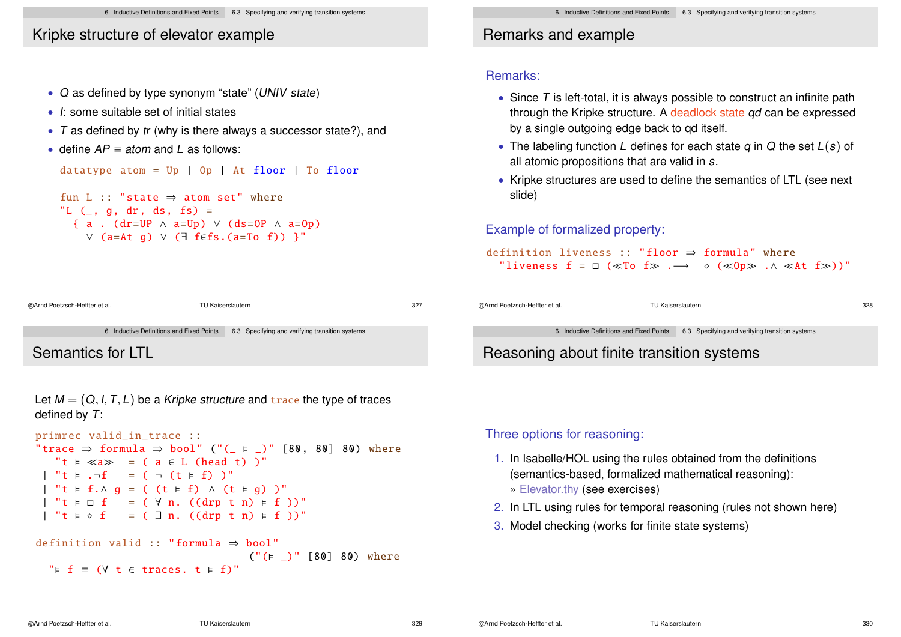## Kripke structure of elevator example

- $Q$ as defined by type synonym "state" (*UNIV state*)
- $I$: some suitable set of initial states
- $T$ as defined by *tr* (why is there always a successor state?), and
- define $AP \equiv$ *atom* and $L$ as follows:

```
datatype atom = Up | Op | At floor | To floor

fun L :: "state ⇒ atom set" where
"L (_, g, dr, ds, fs) =
  { a . (dr=UP ∧ a=Up) ∨ (ds=OP ∧ a=Op)
    ∨ (a=At g) ∨ (∃ f∈fs.(a=To f)) }"
```

## Remarks and example

### Remarks:

- Since $T$ is left-total, it is always possible to construct an infinite path through the Kripke structure. A deadlock state *qd* can be expressed by a single outgoing edge back to qd itself.
- The labeling function $L$ defines for each state $q$ in $Q$ the set $L(s)$ of all atomic propositions that are valid in $s$.
- Kripke structures are used to define the semantics of LTL (see next slide)

### Example of formalized property:

```
definition liveness :: "floor ⇒ formula" where
  "liveness f = □ (≪To f≫ .⟶  ◇ (≪Op≫ .∧ ≪At f≫))"
```

## Semantics for LTL

Let $M = (Q, I, T, L)$ be a *Kripke structure* and `trace` the type of traces defined by $T$:

```
primrec valid_in_trace ::
"trace ⇒ formula ⇒ bool" ("(_ ⊨ _)" [80, 80] 80) where
   "t ⊨ ≪a≫   = ( a ∈ L (head t) )"
 | "t ⊨ .¬f   = ( ¬ (t ⊨ f) )"
 | "t ⊨ f.∧ g = ( (t ⊨ f) ∧ (t ⊨ g) )"
 | "t ⊨ □ f   = ( ∀ n. ((drp t n) ⊨ f ))"
 | "t ⊨ ◇ f   = ( ∃ n. ((drp t n) ⊨ f ))"

definition valid :: "formula ⇒ bool"
                                 ("(⊨ _)" [80] 80) where
  "⊨ f ≡ (∀ t ∈ traces. t ⊨ f)"
```

## Reasoning about finite transition systems

### Three options for reasoning:

1. In Isabelle/HOL using the rules obtained from the definitions (semantics-based, formalized mathematical reasoning):
   » Elevator.thy (see exercises)
2. In LTL using rules for temporal reasoning (rules not shown here)
3. Model checking (works for finite state systems)